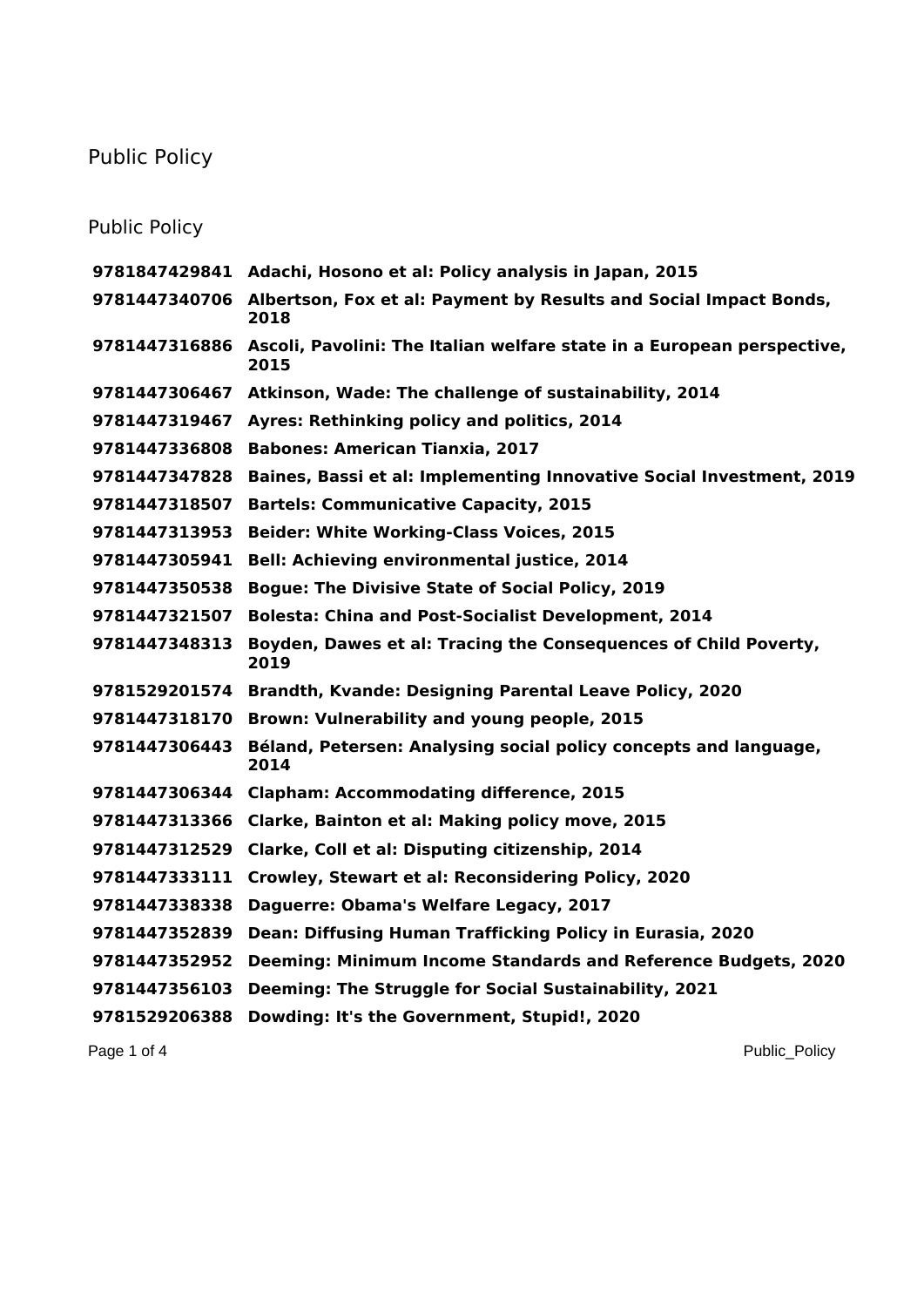# Public Policy

## Public Policy

| | |
|---|---|
| **9781847429841** | **Adachi, Hosono et al: Policy analysis in Japan, 2015** |
| **9781447340706** | **Albertson, Fox et al: Payment by Results and Social Impact Bonds, 2018** |
| **9781447316886** | **Ascoli, Pavolini: The Italian welfare state in a European perspective, 2015** |
| **9781447306467** | **Atkinson, Wade: The challenge of sustainability, 2014** |
| **9781447319467** | **Ayres: Rethinking policy and politics, 2014** |
| **9781447336808** | **Babones: American Tianxia, 2017** |
| **9781447347828** | **Baines, Bassi et al: Implementing Innovative Social Investment, 2019** |
| **9781447318507** | **Bartels: Communicative Capacity, 2015** |
| **9781447313953** | **Beider: White Working-Class Voices, 2015** |
| **9781447305941** | **Bell: Achieving environmental justice, 2014** |
| **9781447350538** | **Bogue: The Divisive State of Social Policy, 2019** |
| **9781447321507** | **Bolesta: China and Post-Socialist Development, 2014** |
| **9781447348313** | **Boyden, Dawes et al: Tracing the Consequences of Child Poverty, 2019** |
| **9781529201574** | **Brandth, Kvande: Designing Parental Leave Policy, 2020** |
| **9781447318170** | **Brown: Vulnerability and young people, 2015** |
| **9781447306443** | **Béland, Petersen: Analysing social policy concepts and language, 2014** |
| **9781447306344** | **Clapham: Accommodating difference, 2015** |
| **9781447313366** | **Clarke, Bainton et al: Making policy move, 2015** |
| **9781447312529** | **Clarke, Coll et al: Disputing citizenship, 2014** |
| **9781447333111** | **Crowley, Stewart et al: Reconsidering Policy, 2020** |
| **9781447338338** | **Daguerre: Obama's Welfare Legacy, 2017** |
| **9781447352839** | **Dean: Diffusing Human Trafficking Policy in Eurasia, 2020** |
| **9781447352952** | **Deeming: Minimum Income Standards and Reference Budgets, 2020** |
| **9781447356103** | **Deeming: The Struggle for Social Sustainability, 2021** |
| **9781529206388** | **Dowding: It's the Government, Stupid!, 2020** |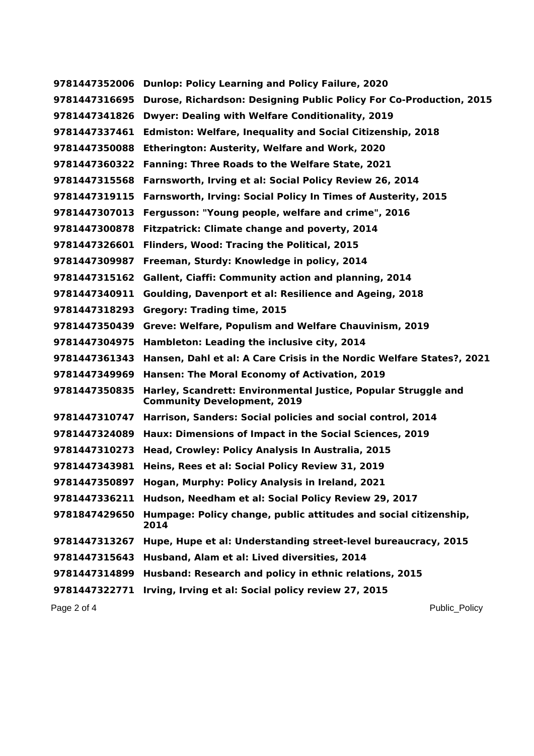| | |
|---|---|
| **9781447352006** | **Dunlop: Policy Learning and Policy Failure, 2020** |
| **9781447316695** | **Durose, Richardson: Designing Public Policy For Co-Production, 2015** |
| **9781447341826** | **Dwyer: Dealing with Welfare Conditionality, 2019** |
| **9781447337461** | **Edmiston: Welfare, Inequality and Social Citizenship, 2018** |
| **9781447350088** | **Etherington: Austerity, Welfare and Work, 2020** |
| **9781447360322** | **Fanning: Three Roads to the Welfare State, 2021** |
| **9781447315568** | **Farnsworth, Irving et al: Social Policy Review 26, 2014** |
| **9781447319115** | **Farnsworth, Irving: Social Policy In Times of Austerity, 2015** |
| **9781447307013** | **Fergusson: "Young people, welfare and crime", 2016** |
| **9781447300878** | **Fitzpatrick: Climate change and poverty, 2014** |
| **9781447326601** | **Flinders, Wood: Tracing the Political, 2015** |
| **9781447309987** | **Freeman, Sturdy: Knowledge in policy, 2014** |
| **9781447315162** | **Gallent, Ciaffi: Community action and planning, 2014** |
| **9781447340911** | **Goulding, Davenport et al: Resilience and Ageing, 2018** |
| **9781447318293** | **Gregory: Trading time, 2015** |
| **9781447350439** | **Greve: Welfare, Populism and Welfare Chauvinism, 2019** |
| **9781447304975** | **Hambleton: Leading the inclusive city, 2014** |
| **9781447361343** | **Hansen, Dahl et al: A Care Crisis in the Nordic Welfare States?, 2021** |
| **9781447349969** | **Hansen: The Moral Economy of Activation, 2019** |
| **9781447350835** | **Harley, Scandrett: Environmental Justice, Popular Struggle and Community Development, 2019** |
| **9781447310747** | **Harrison, Sanders: Social policies and social control, 2014** |
| **9781447324089** | **Haux: Dimensions of Impact in the Social Sciences, 2019** |
| **9781447310273** | **Head, Crowley: Policy Analysis In Australia, 2015** |
| **9781447343981** | **Heins, Rees et al: Social Policy Review 31, 2019** |
| **9781447350897** | **Hogan, Murphy: Policy Analysis in Ireland, 2021** |
| **9781447336211** | **Hudson, Needham et al: Social Policy Review 29, 2017** |
| **9781847429650** | **Humpage: Policy change, public attitudes and social citizenship, 2014** |
| **9781447313267** | **Hupe, Hupe et al: Understanding street-level bureaucracy, 2015** |
| **9781447315643** | **Husband, Alam et al: Lived diversities, 2014** |
| **9781447314899** | **Husband: Research and policy in ethnic relations, 2015** |
| **9781447322771** | **Irving, Irving et al: Social policy review 27, 2015** |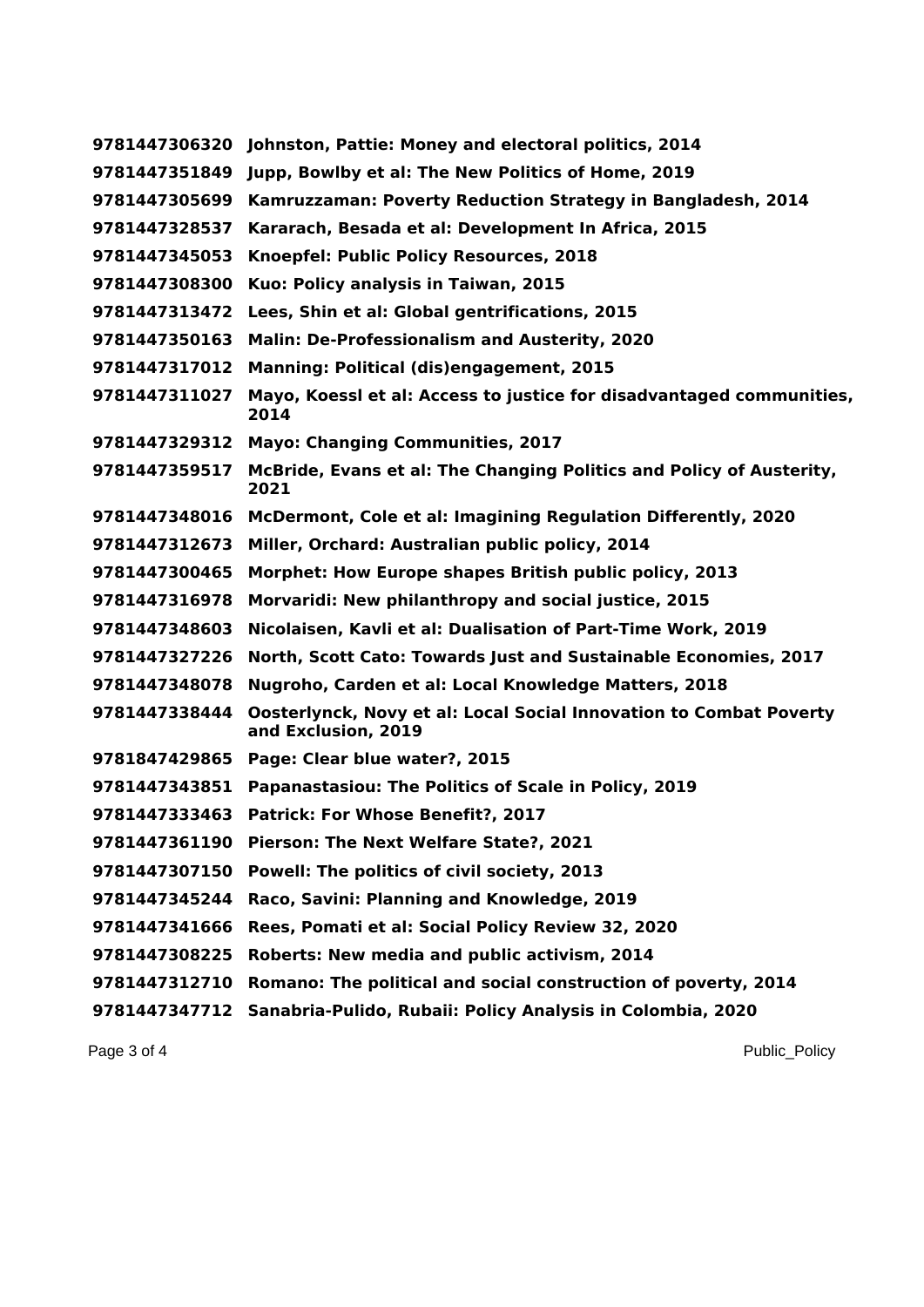**9781447306320** **Johnston, Pattie: Money and electoral politics, 2014**

**9781447351849** **Jupp, Bowlby et al: The New Politics of Home, 2019**

**9781447305699** **Kamruzzaman: Poverty Reduction Strategy in Bangladesh, 2014**

**9781447328537** **Kararach, Besada et al: Development In Africa, 2015**

**9781447345053** **Knoepfel: Public Policy Resources, 2018**

**9781447308300** **Kuo: Policy analysis in Taiwan, 2015**

**9781447313472** **Lees, Shin et al: Global gentrifications, 2015**

**9781447350163** **Malin: De-Professionalism and Austerity, 2020**

**9781447317012** **Manning: Political (dis)engagement, 2015**

**9781447311027** **Mayo, Koessl et al: Access to justice for disadvantaged communities, 2014**

**9781447329312** **Mayo: Changing Communities, 2017**

**9781447359517** **McBride, Evans et al: The Changing Politics and Policy of Austerity, 2021**

**9781447348016** **McDermont, Cole et al: Imagining Regulation Differently, 2020**

**9781447312673** **Miller, Orchard: Australian public policy, 2014**

**9781447300465** **Morphet: How Europe shapes British public policy, 2013**

**9781447316978** **Morvaridi: New philanthropy and social justice, 2015**

**9781447348603** **Nicolaisen, Kavli et al: Dualisation of Part-Time Work, 2019**

**9781447327226** **North, Scott Cato: Towards Just and Sustainable Economies, 2017**

**9781447348078** **Nugroho, Carden et al: Local Knowledge Matters, 2018**

**9781447338444** **Oosterlynck, Novy et al: Local Social Innovation to Combat Poverty and Exclusion, 2019**

**9781847429865** **Page: Clear blue water?, 2015**

**9781447343851** **Papanastasiou: The Politics of Scale in Policy, 2019**

**9781447333463** **Patrick: For Whose Benefit?, 2017**

**9781447361190** **Pierson: The Next Welfare State?, 2021**

**9781447307150** **Powell: The politics of civil society, 2013**

**9781447345244** **Raco, Savini: Planning and Knowledge, 2019**

**9781447341666** **Rees, Pomati et al: Social Policy Review 32, 2020**

**9781447308225** **Roberts: New media and public activism, 2014**

**9781447312710** **Romano: The political and social construction of poverty, 2014**

**9781447347712** **Sanabria-Pulido, Rubaii: Policy Analysis in Colombia, 2020**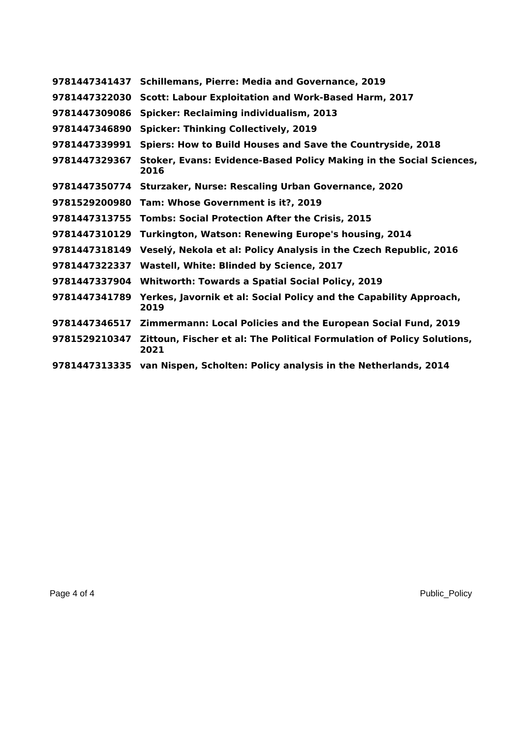| | |
|---|---|
| **9781447341437** | **Schillemans, Pierre: Media and Governance, 2019** |
| **9781447322030** | **Scott: Labour Exploitation and Work-Based Harm, 2017** |
| **9781447309086** | **Spicker: Reclaiming individualism, 2013** |
| **9781447346890** | **Spicker: Thinking Collectively, 2019** |
| **9781447339991** | **Spiers: How to Build Houses and Save the Countryside, 2018** |
| **9781447329367** | **Stoker, Evans: Evidence-Based Policy Making in the Social Sciences, 2016** |
| **9781447350774** | **Sturzaker, Nurse: Rescaling Urban Governance, 2020** |
| **9781529200980** | **Tam: Whose Government is it?, 2019** |
| **9781447313755** | **Tombs: Social Protection After the Crisis, 2015** |
| **9781447310129** | **Turkington, Watson: Renewing Europe's housing, 2014** |
| **9781447318149** | **Veselý, Nekola et al: Policy Analysis in the Czech Republic, 2016** |
| **9781447322337** | **Wastell, White: Blinded by Science, 2017** |
| **9781447337904** | **Whitworth: Towards a Spatial Social Policy, 2019** |
| **9781447341789** | **Yerkes, Javornik et al: Social Policy and the Capability Approach, 2019** |
| **9781447346517** | **Zimmermann: Local Policies and the European Social Fund, 2019** |
| **9781529210347** | **Zittoun, Fischer et al: The Political Formulation of Policy Solutions, 2021** |
| **9781447313335** | **van Nispen, Scholten: Policy analysis in the Netherlands, 2014** |